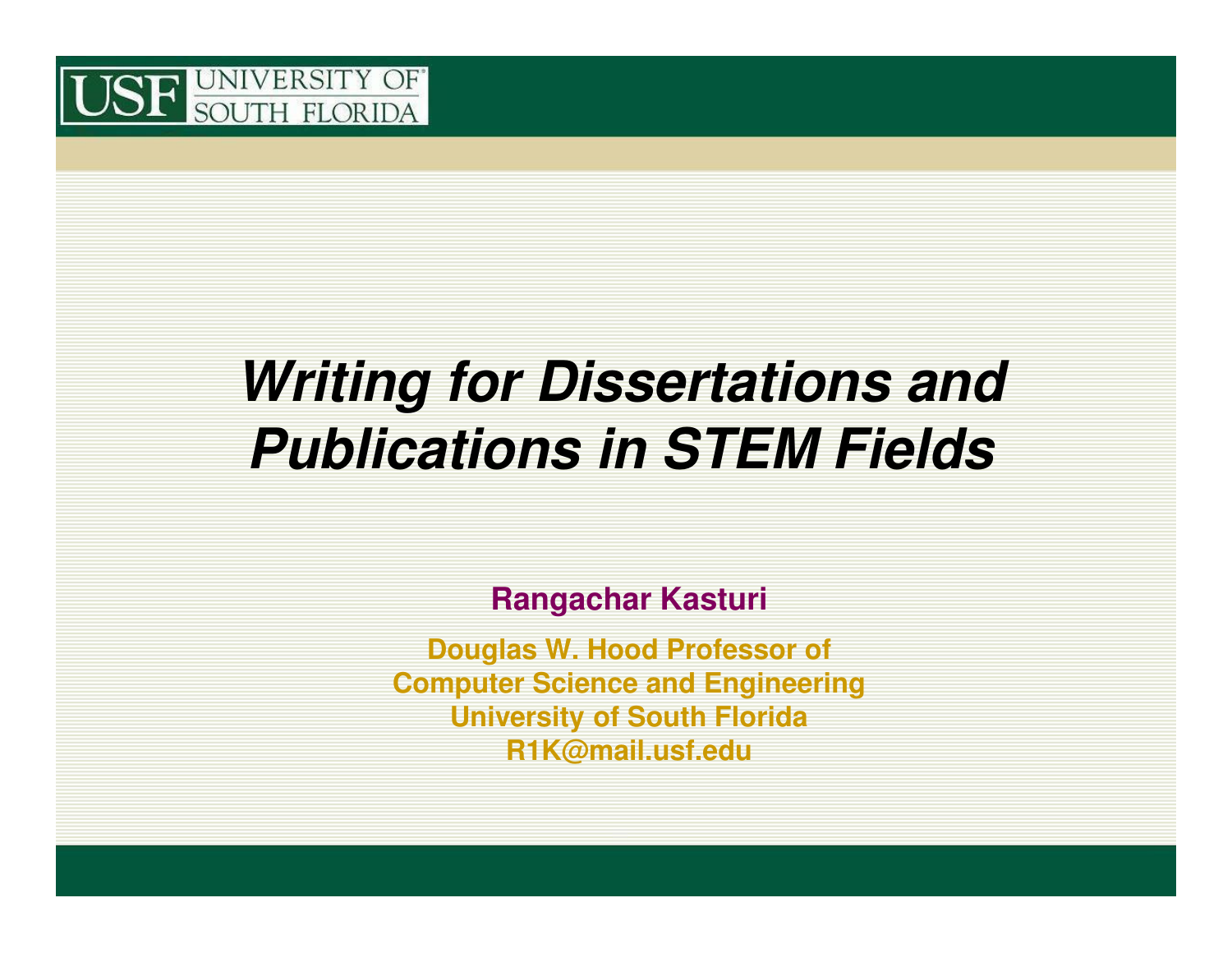USF UNIVERSITY OF SOUTH FLORIDA

# *Writing for Dissertations and Publications in STEM Fields*

**Rangachar Kasturi**

**Douglas W. Hood Professor of**
**Computer Science and Engineering**
**University of South Florida**
**R1K@mail.usf.edu**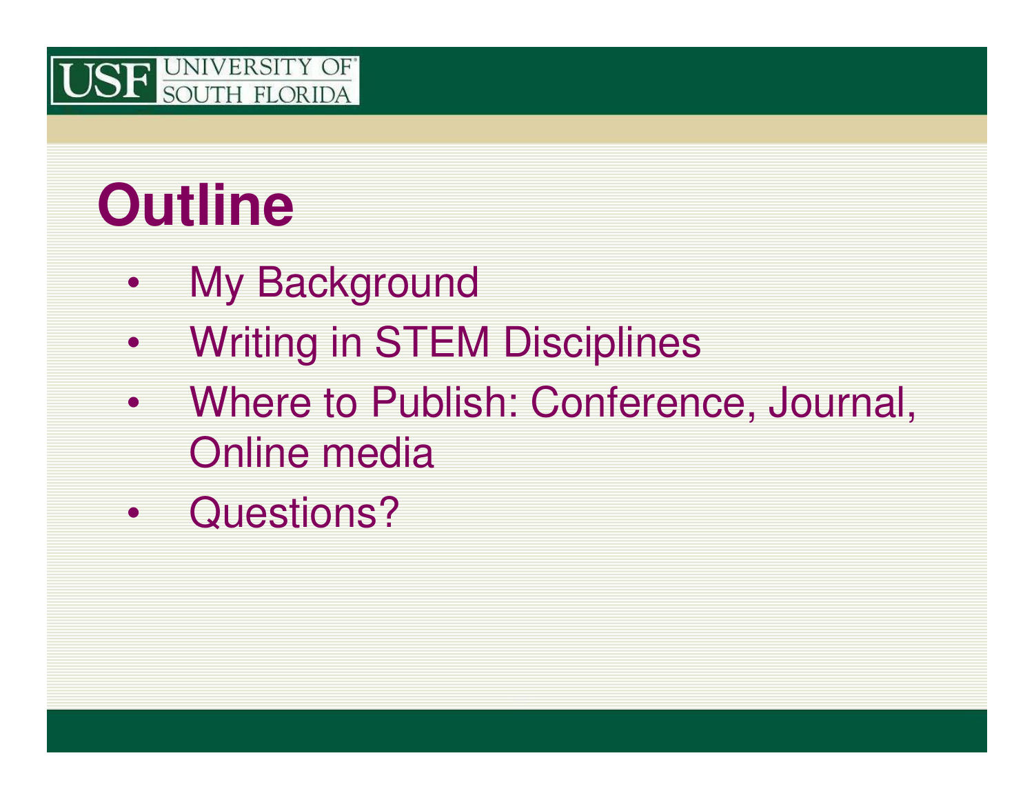# Outline

- My Background
- Writing in STEM Disciplines
- Where to Publish: Conference, Journal, Online media
- Questions?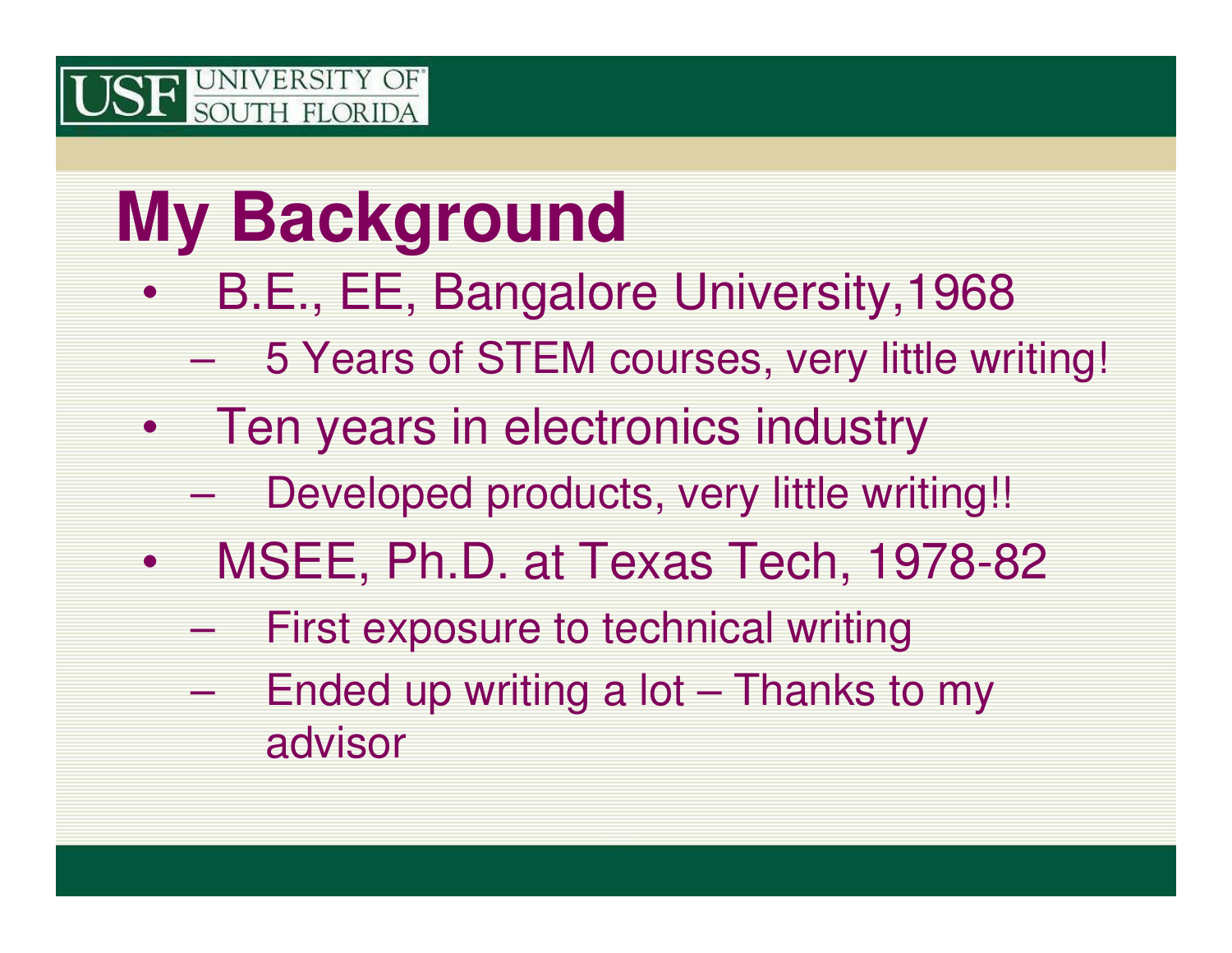# My Background

- B.E., EE, Bangalore University,1968
  - 5 Years of STEM courses, very little writing!
- Ten years in electronics industry
  - Developed products, very little writing!!
- MSEE, Ph.D. at Texas Tech, 1978-82
  - First exposure to technical writing
  - Ended up writing a lot – Thanks to my advisor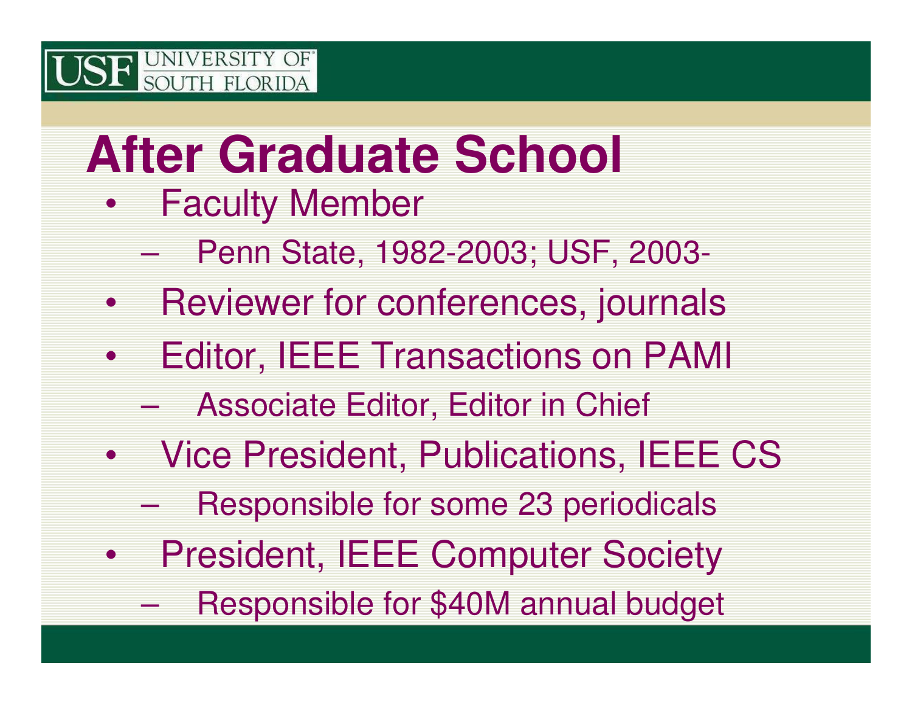# After Graduate School

- Faculty Member
  - Penn State, 1982-2003; USF, 2003-
- Reviewer for conferences, journals
- Editor, IEEE Transactions on PAMI
  - Associate Editor, Editor in Chief
- Vice President, Publications, IEEE CS
  - Responsible for some 23 periodicals
- President, IEEE Computer Society
  - Responsible for $40M annual budget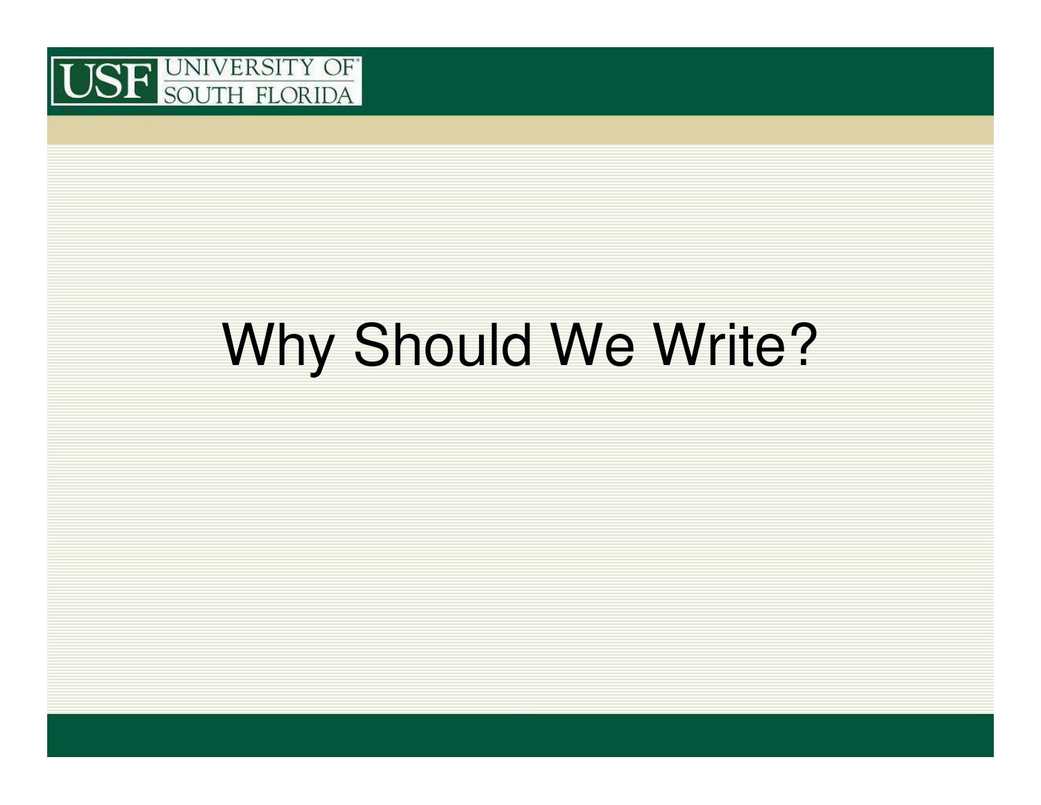# Why Should We Write?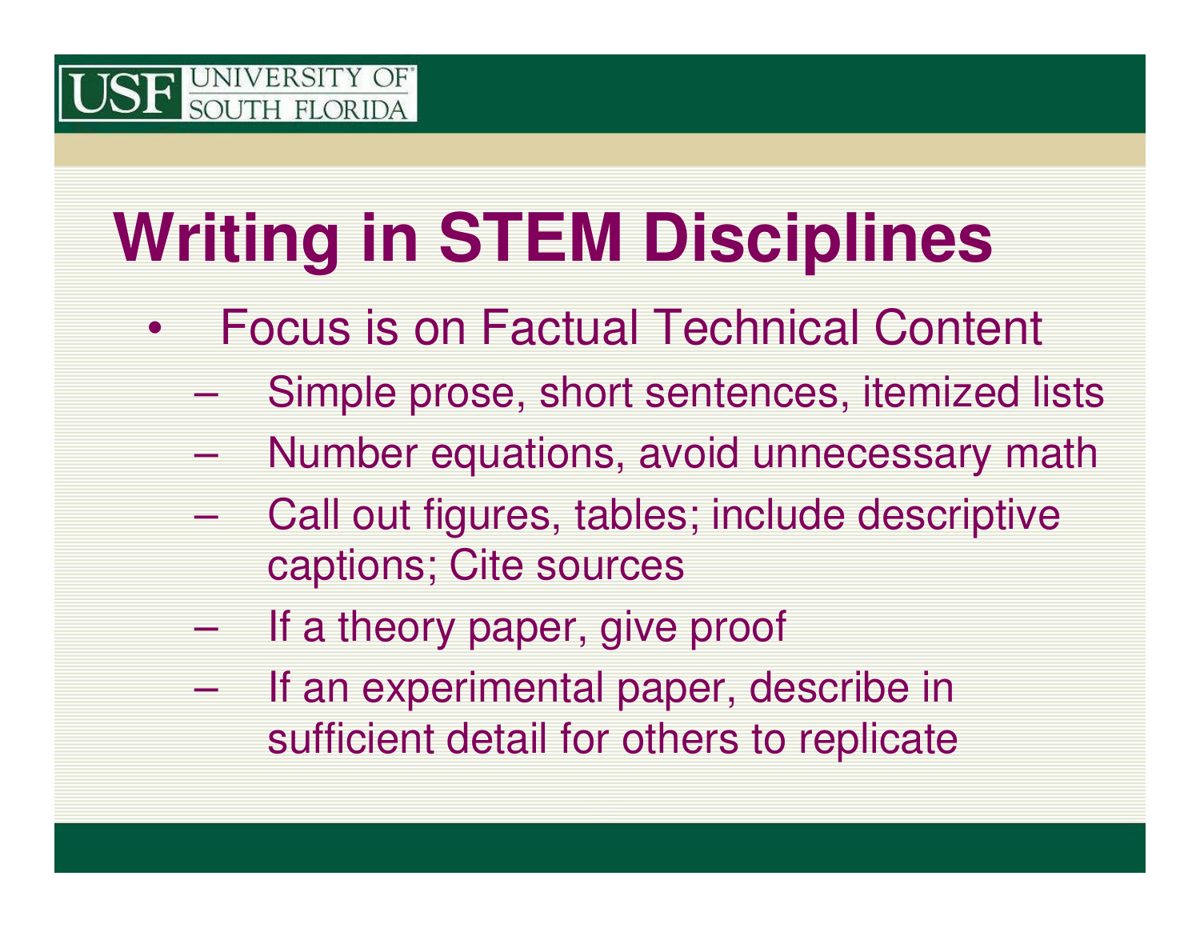# Writing in STEM Disciplines

- Focus is on Factual Technical Content
  - Simple prose, short sentences, itemized lists
  - Number equations, avoid unnecessary math
  - Call out figures, tables; include descriptive captions; Cite sources
  - If a theory paper, give proof
  - If an experimental paper, describe in sufficient detail for others to replicate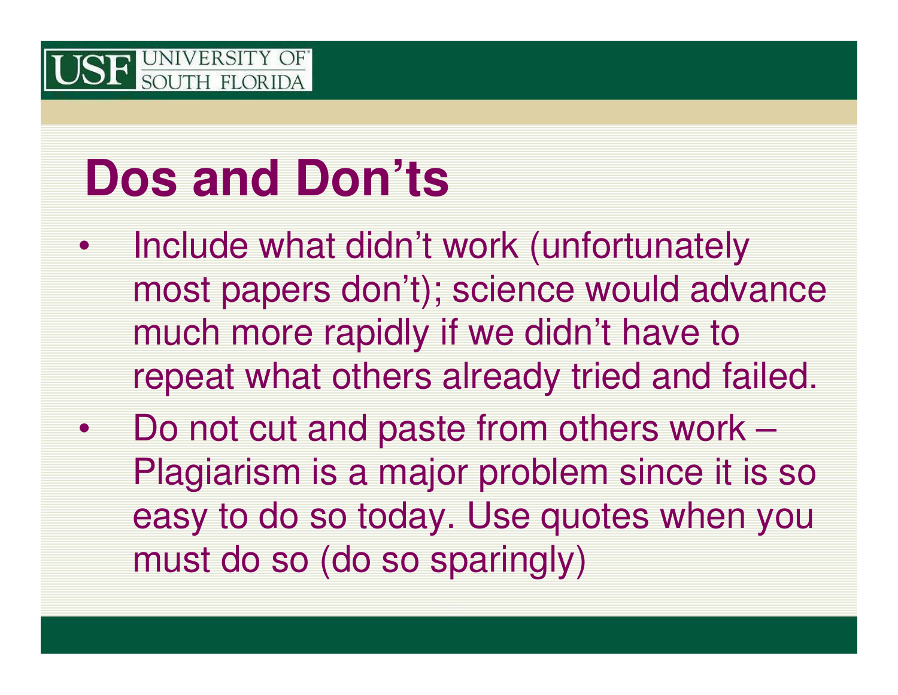# Dos and Don'ts

- Include what didn't work (unfortunately most papers don't); science would advance much more rapidly if we didn't have to repeat what others already tried and failed.
- Do not cut and paste from others work – Plagiarism is a major problem since it is so easy to do so today. Use quotes when you must do so (do so sparingly)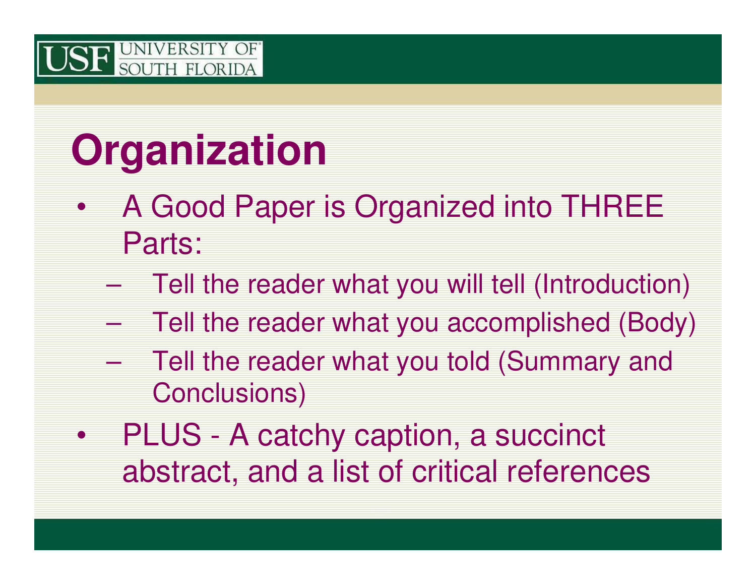# Organization

- A Good Paper is Organized into THREE Parts:
  - Tell the reader what you will tell (Introduction)
  - Tell the reader what you accomplished (Body)
  - Tell the reader what you told (Summary and Conclusions)
- PLUS - A catchy caption, a succinct abstract, and a list of critical references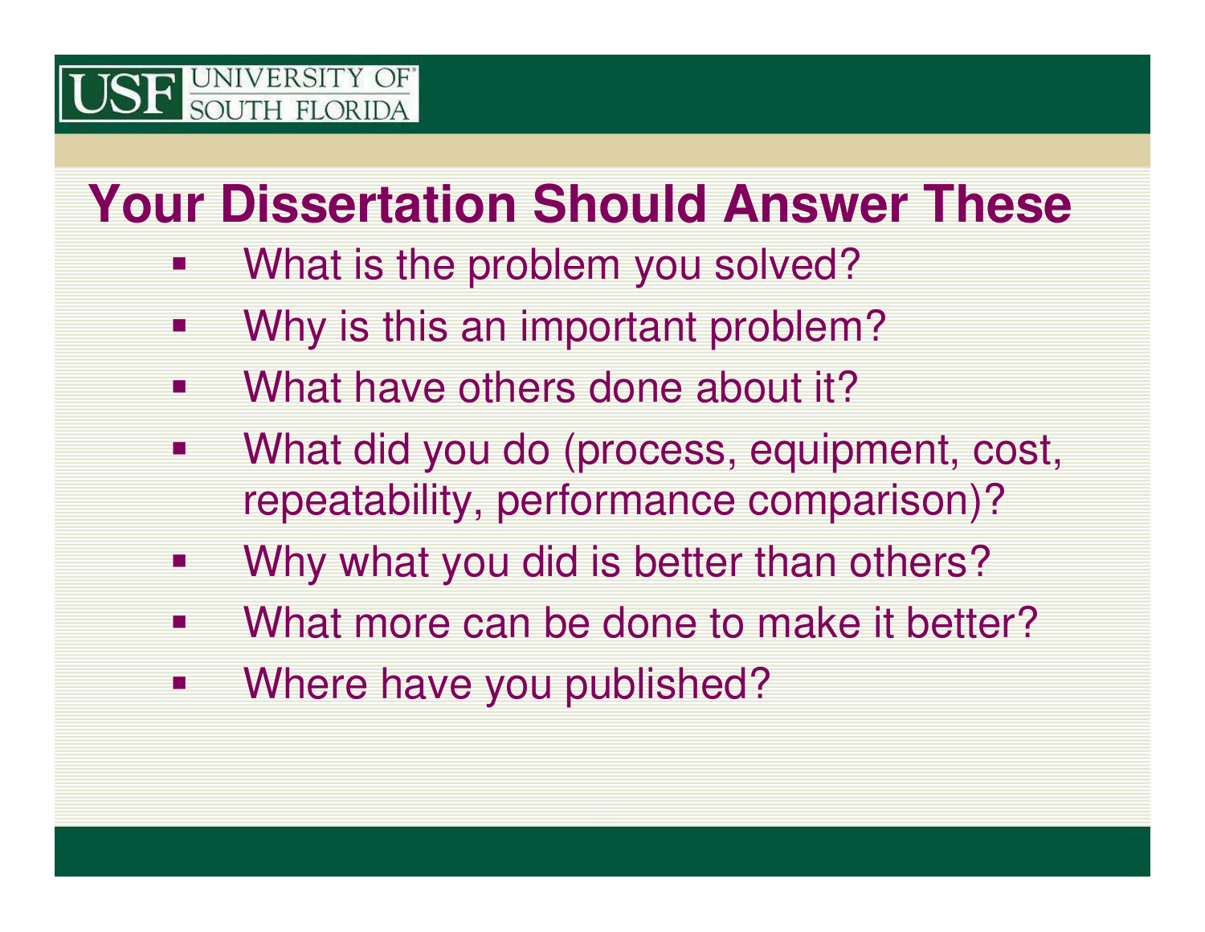# Your Dissertation Should Answer These

- What is the problem you solved?
- Why is this an important problem?
- What have others done about it?
- What did you do (process, equipment, cost, repeatability, performance comparison)?
- Why what you did is better than others?
- What more can be done to make it better?
- Where have you published?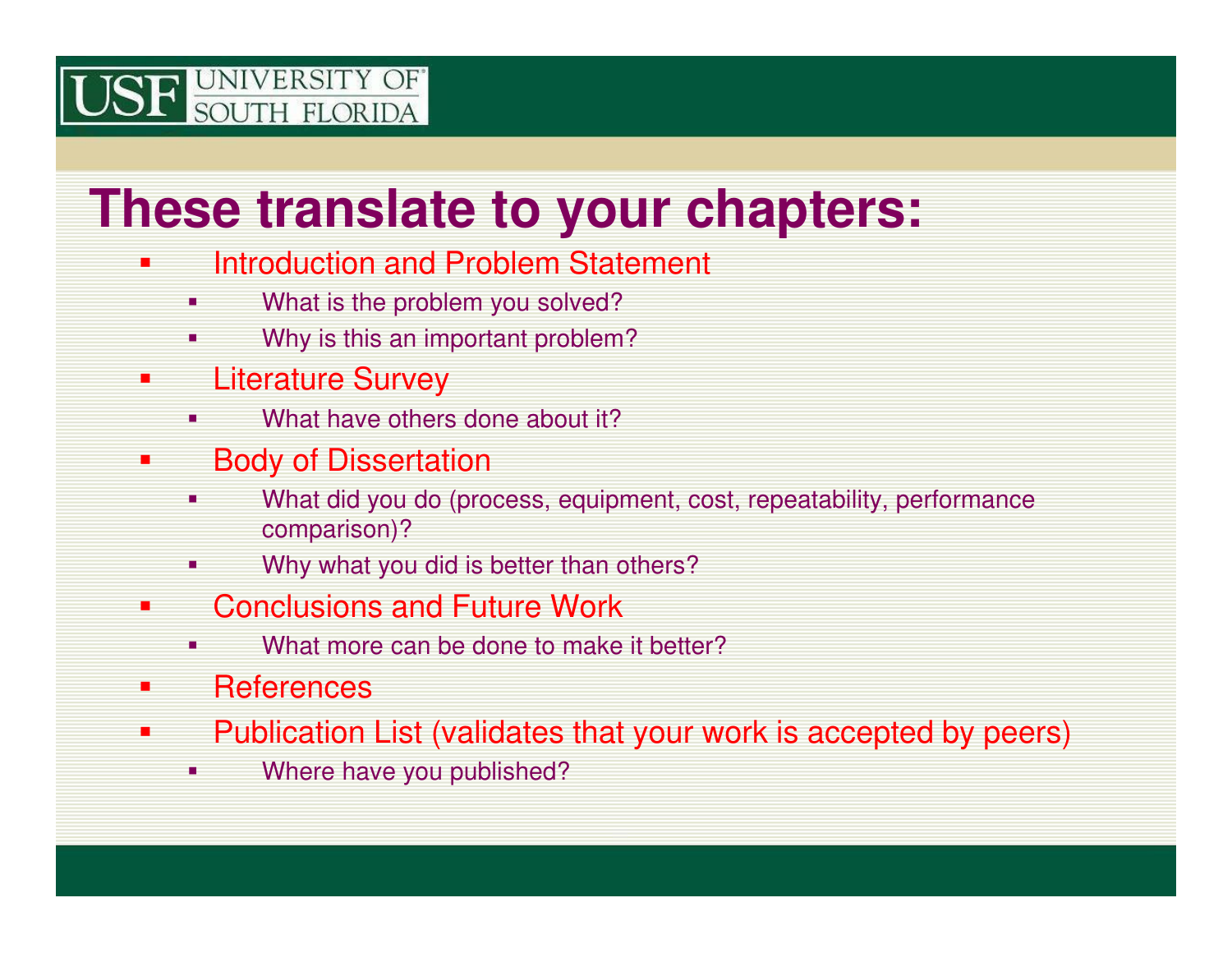# These translate to your chapters:

- Introduction and Problem Statement
  - What is the problem you solved?
  - Why is this an important problem?
- Literature Survey
  - What have others done about it?
- Body of Dissertation
  - What did you do (process, equipment, cost, repeatability, performance comparison)?
  - Why what you did is better than others?
- Conclusions and Future Work
  - What more can be done to make it better?
- References
- Publication List (validates that your work is accepted by peers)
  - Where have you published?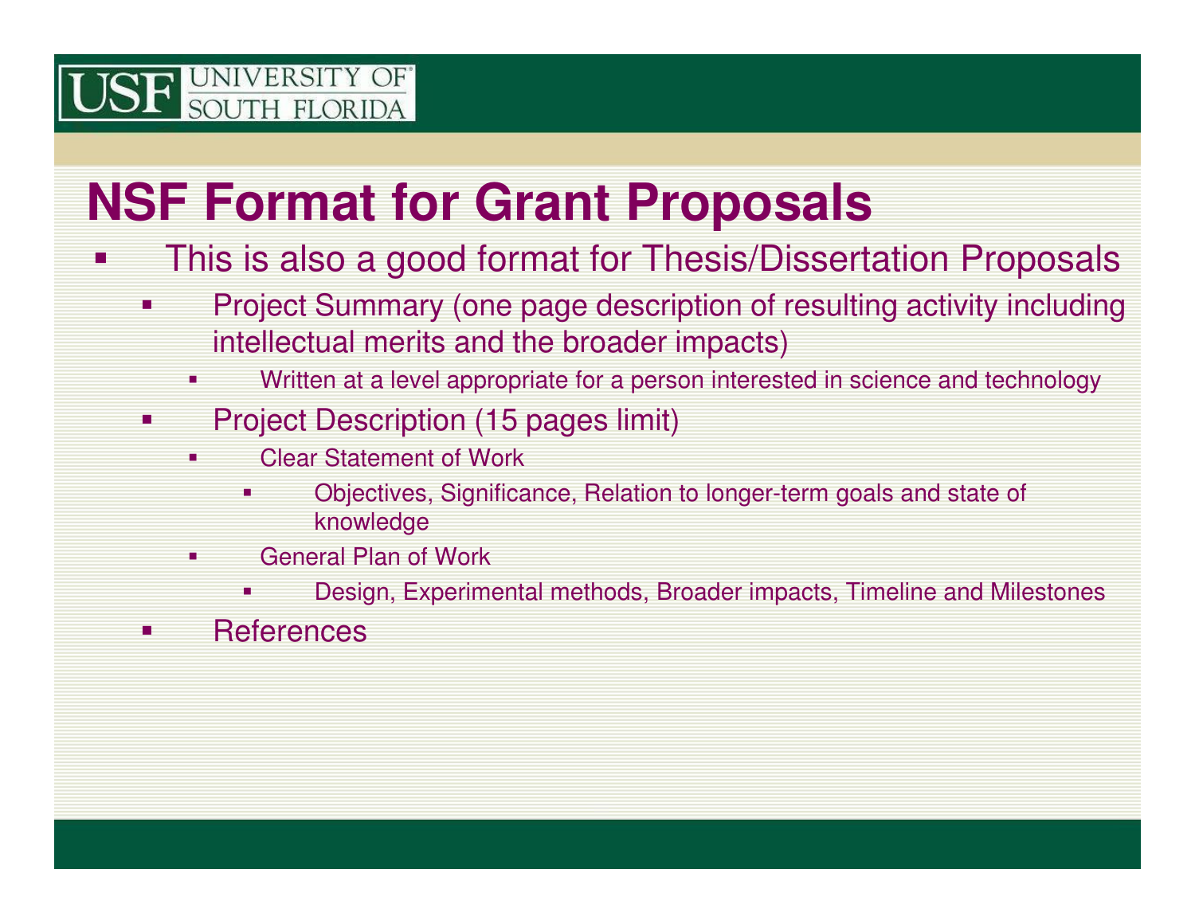# NSF Format for Grant Proposals

- This is also a good format for Thesis/Dissertation Proposals
  - Project Summary (one page description of resulting activity including intellectual merits and the broader impacts)
    - Written at a level appropriate for a person interested in science and technology
  - Project Description (15 pages limit)
    - Clear Statement of Work
      - Objectives, Significance, Relation to longer-term goals and state of knowledge
    - General Plan of Work
      - Design, Experimental methods, Broader impacts, Timeline and Milestones
  - References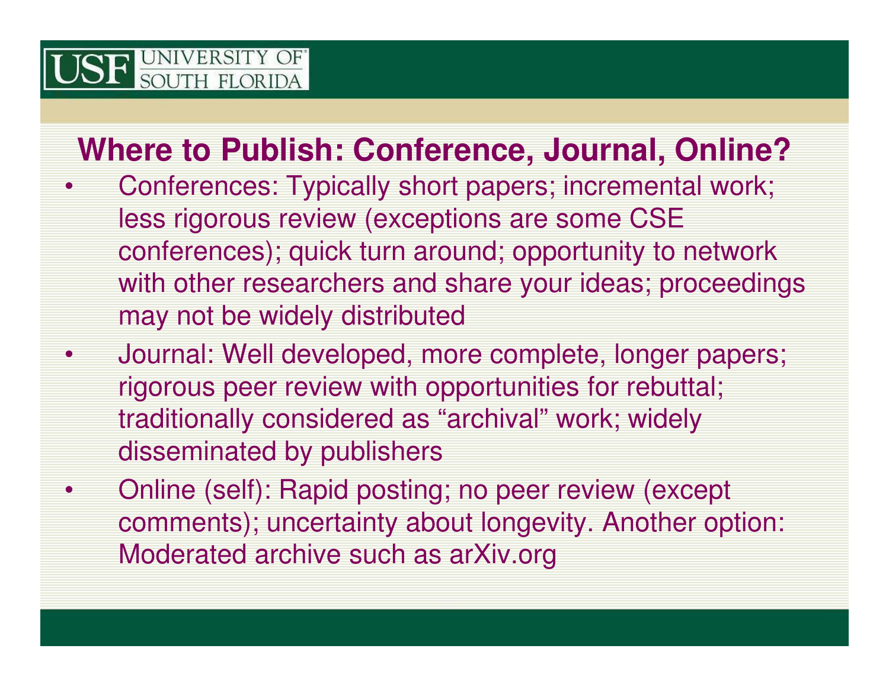## Where to Publish: Conference, Journal, Online?

- Conferences: Typically short papers; incremental work; less rigorous review (exceptions are some CSE conferences); quick turn around; opportunity to network with other researchers and share your ideas; proceedings may not be widely distributed
- Journal: Well developed, more complete, longer papers; rigorous peer review with opportunities for rebuttal; traditionally considered as "archival" work; widely disseminated by publishers
- Online (self): Rapid posting; no peer review (except comments); uncertainty about longevity. Another option: Moderated archive such as arXiv.org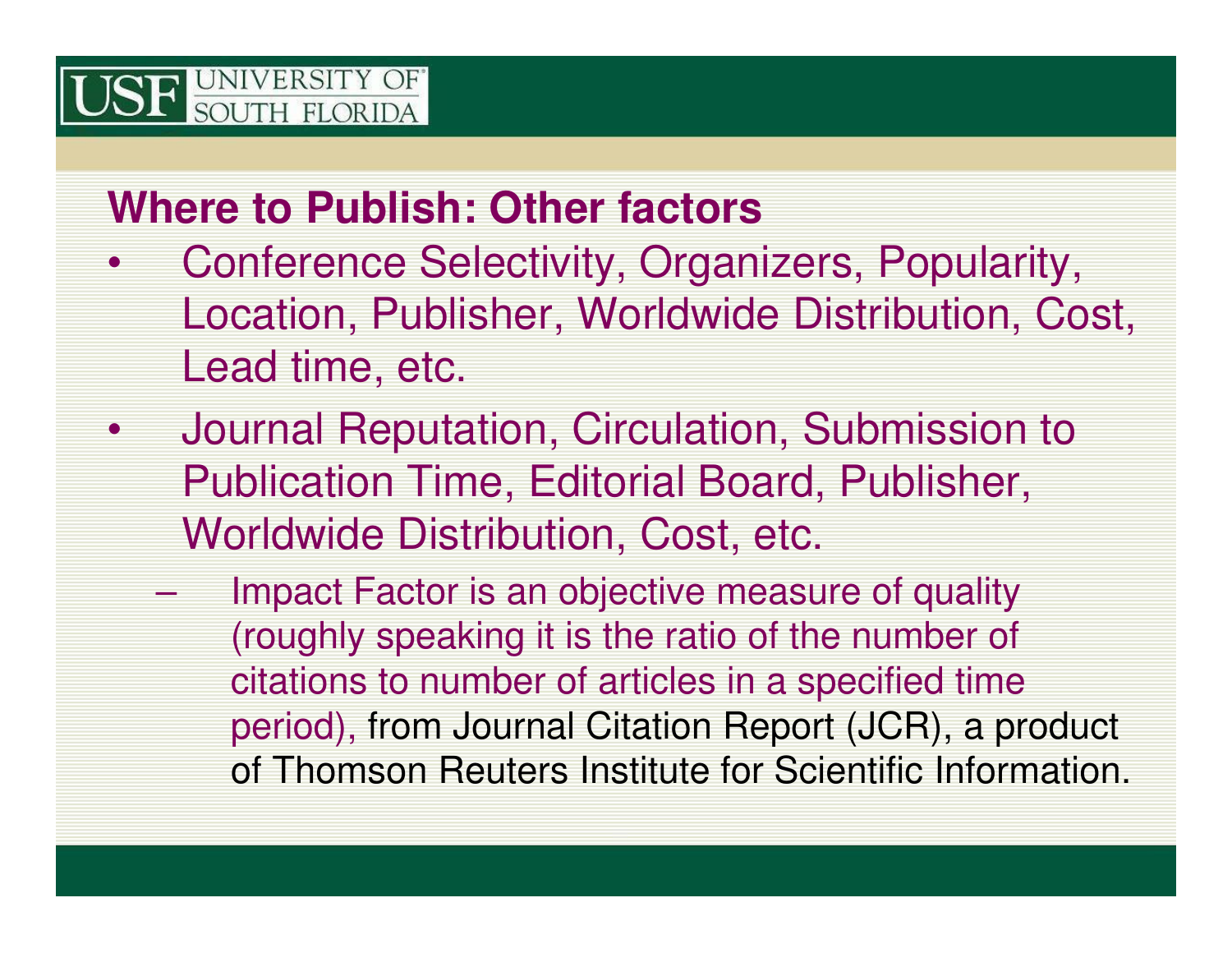## Where to Publish: Other factors

- Conference Selectivity, Organizers, Popularity, Location, Publisher, Worldwide Distribution, Cost, Lead time, etc.
- Journal Reputation, Circulation, Submission to Publication Time, Editorial Board, Publisher, Worldwide Distribution, Cost, etc.
  - Impact Factor is an objective measure of quality (roughly speaking it is the ratio of the number of citations to number of articles in a specified time period), from Journal Citation Report (JCR), a product of Thomson Reuters Institute for Scientific Information.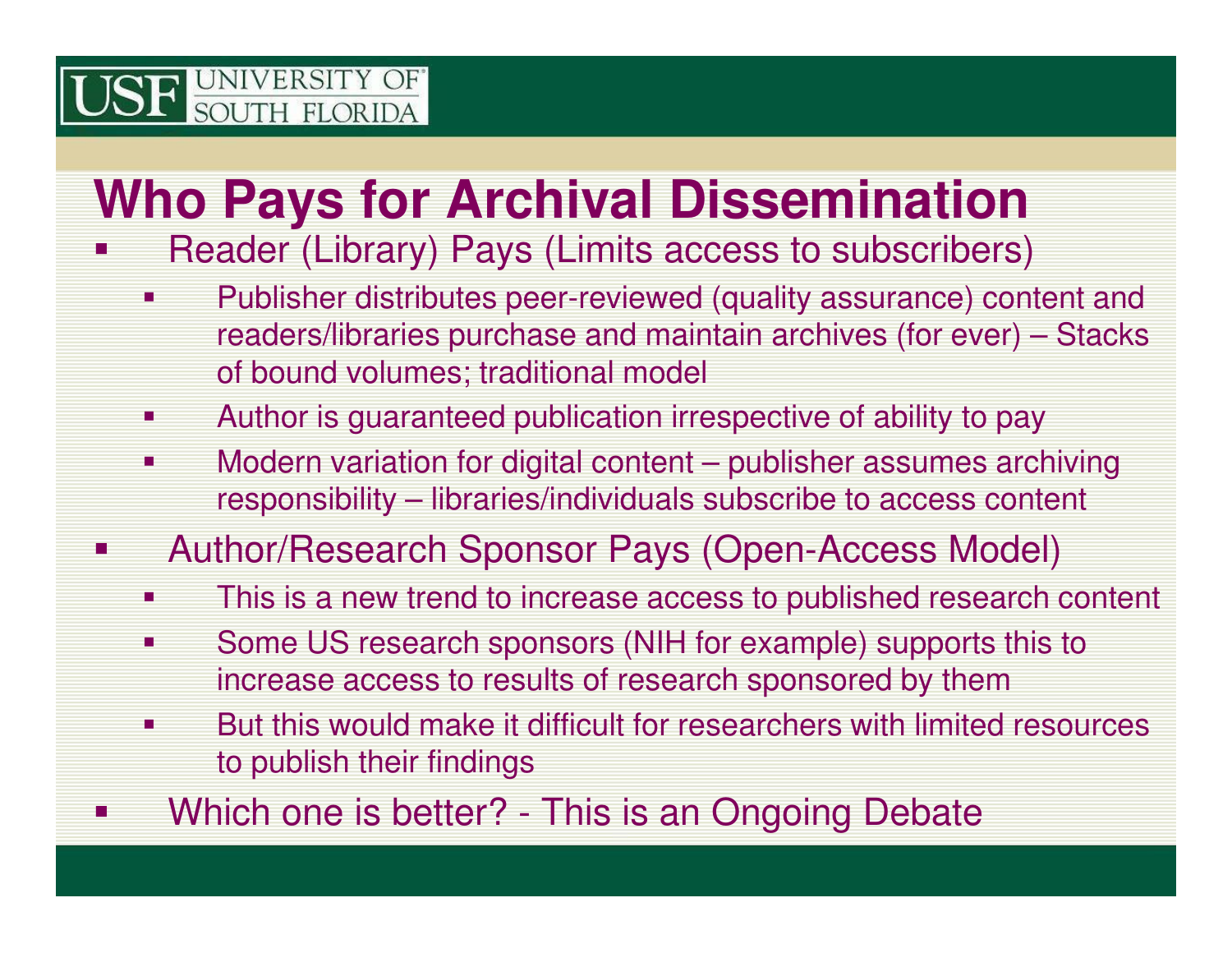# Who Pays for Archival Dissemination

- Reader (Library) Pays (Limits access to subscribers)
  - Publisher distributes peer-reviewed (quality assurance) content and readers/libraries purchase and maintain archives (for ever) – Stacks of bound volumes; traditional model
  - Author is guaranteed publication irrespective of ability to pay
  - Modern variation for digital content – publisher assumes archiving responsibility – libraries/individuals subscribe to access content
- Author/Research Sponsor Pays (Open-Access Model)
  - This is a new trend to increase access to published research content
  - Some US research sponsors (NIH for example) supports this to increase access to results of research sponsored by them
  - But this would make it difficult for researchers with limited resources to publish their findings
- Which one is better? - This is an Ongoing Debate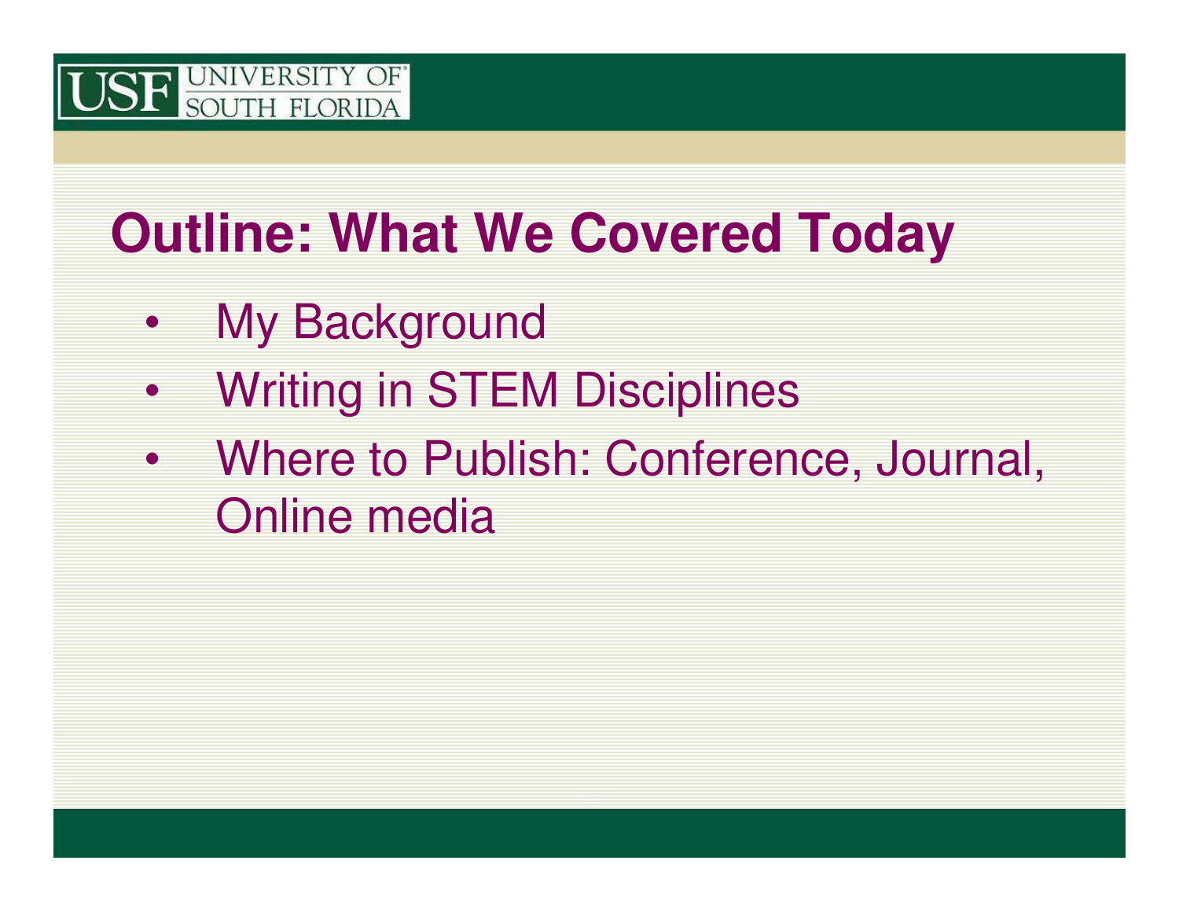# Outline: What We Covered Today

- My Background
- Writing in STEM Disciplines
- Where to Publish: Conference, Journal, Online media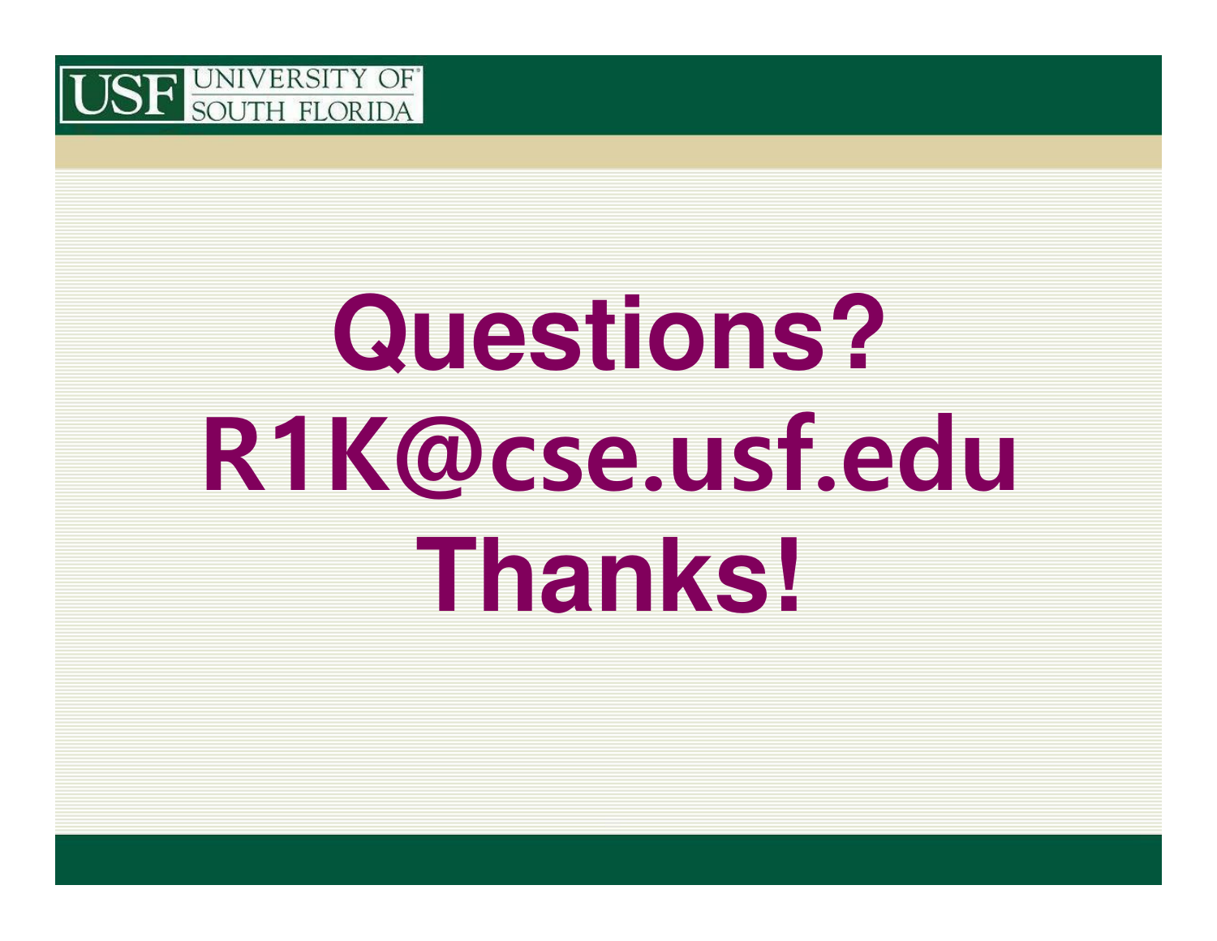# Questions?

# R1K@cse.usf.edu

# Thanks!